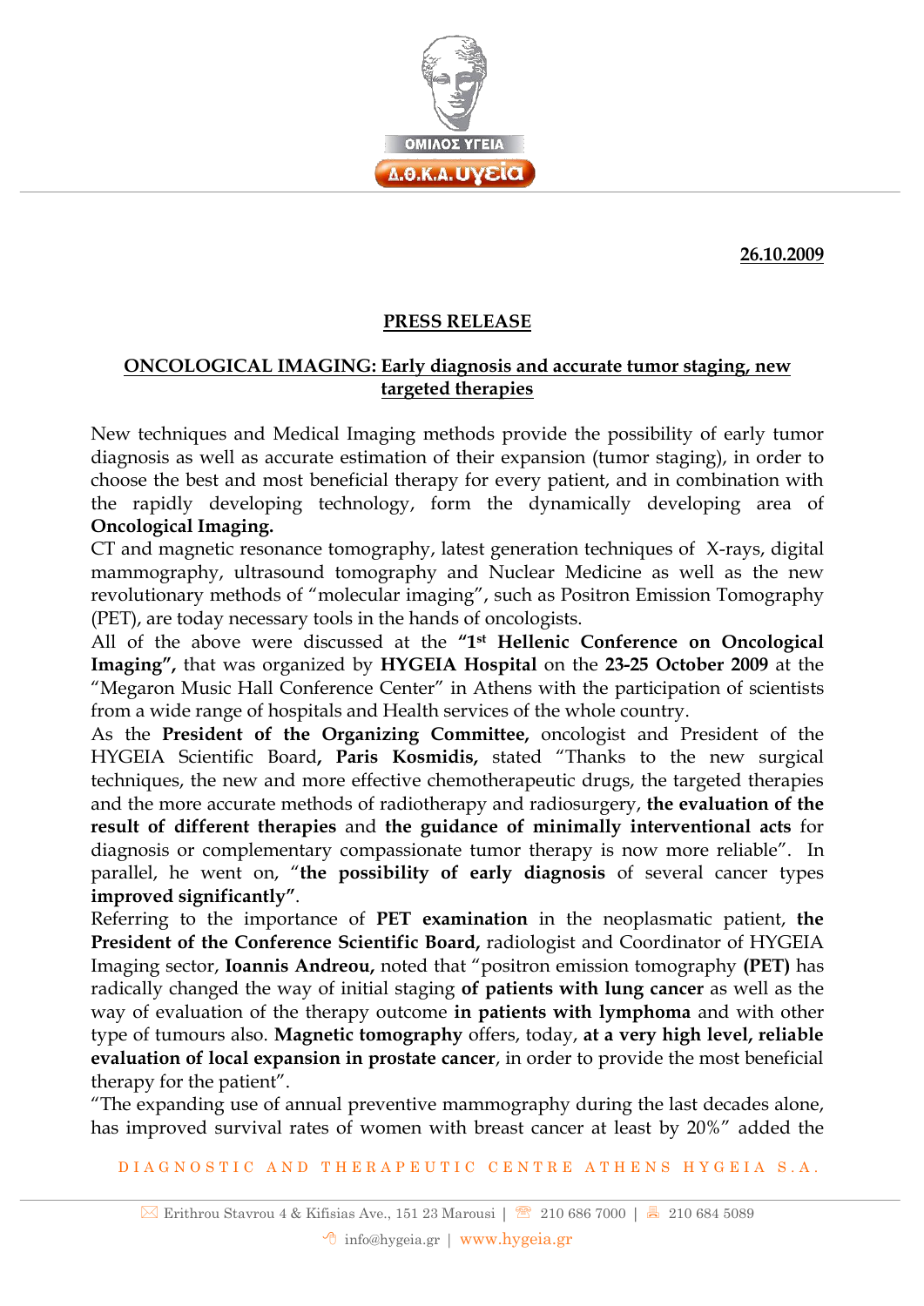**26.10.2009**

## PRESS RELEASE

### ONCOLOGICAL IMAGING: Early diagnosis and accurate tumor staging, new targeted therapies

New techniques and Medical Imaging methods provide the possibility of early tumor diagnosis as well as accurate estimation of their expansion (tumor staging), in order to choose the best and most beneficial therapy for every patient, and in combination with the rapidly developing technology, form the dynamically developing area of **Oncological Imaging.**

CT and magnetic resonance tomography, latest generation techniques of X-rays, digital mammography, ultrasound tomography and Nuclear Medicine as well as the new revolutionary methods of "molecular imaging", such as Positron Emission Tomography (PET), are today necessary tools in the hands of oncologists.

All of the above were discussed at the **"1st Hellenic Conference on Oncological Imaging",** that was organized by **HYGEIA Hospital** on the **23-25 October 2009** at the "Megaron Music Hall Conference Center" in Athens with the participation of scientists from a wide range of hospitals and Health services of the whole country.

As the **President of the Organizing Committee,** oncologist and President of the HYGEIA Scientific Board**, Paris Kosmidis,** stated "Thanks to the new surgical techniques, the new and more effective chemotherapeutic drugs, the targeted therapies and the more accurate methods of radiotherapy and radiosurgery, **the evaluation of the result of different therapies** and **the guidance of minimally interventional acts** for diagnosis or complementary compassionate tumor therapy is now more reliable". In parallel, he went on, "**the possibility of early diagnosis** of several cancer types **improved significantly"**.

Referring to the importance of **PET examination** in the neoplasmatic patient, **the President of the Conference Scientific Board,** radiologist and Coordinator of HYGEIA Imaging sector, **Ioannis Andreou,** noted that "positron emission tomography **(PET)** has radically changed the way of initial staging **of patients with lung cancer** as well as the way of evaluation of the therapy outcome **in patients with lymphoma** and with other type of tumours also. **Magnetic tomography** offers, today, **at a very high level, reliable evaluation of local expansion in prostate cancer**, in order to provide the most beneficial therapy for the patient".

"The expanding use of annual preventive mammography during the last decades alone, has improved survival rates of women with breast cancer at least by 20%" added the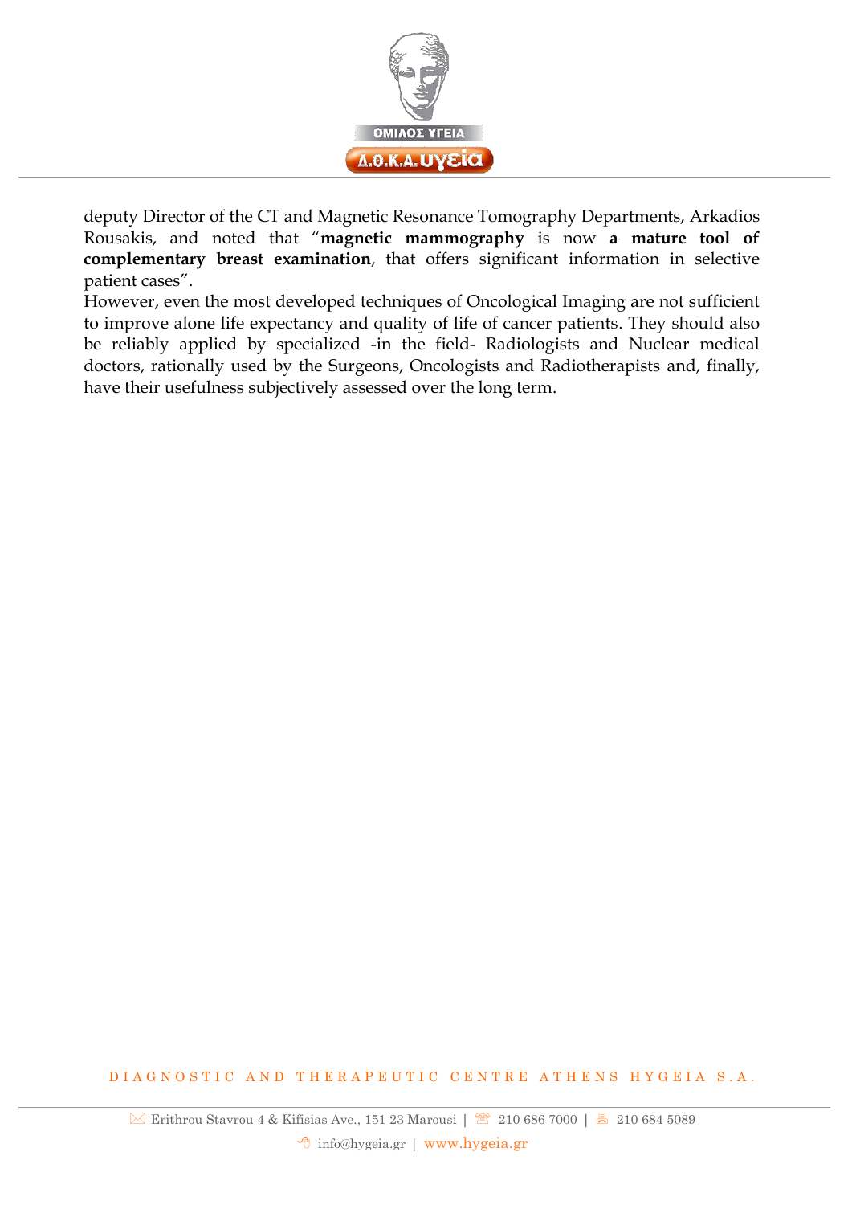deputy Director of the CT and Magnetic Resonance Tomography Departments, Arkadios Rousakis, and noted that "**magnetic mammography** is now **a mature tool of complementary breast examination**, that offers significant information in selective patient cases".

However, even the most developed techniques of Oncological Imaging are not sufficient to improve alone life expectancy and quality of life of cancer patients. They should also be reliably applied by specialized -in the field- Radiologists and Nuclear medical doctors, rationally used by the Surgeons, Oncologists and Radiotherapists and, finally, have their usefulness subjectively assessed over the long term.